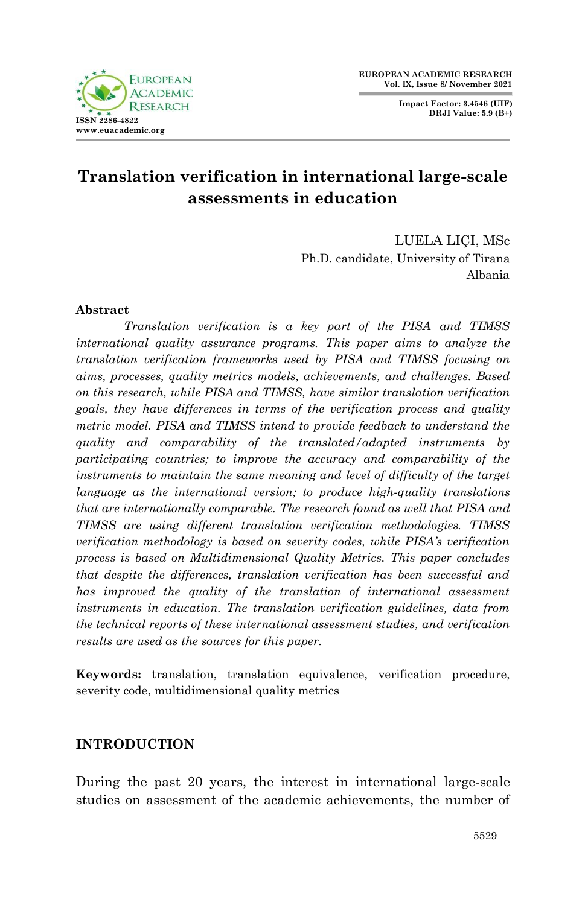# Translation verification in international large-scale assessments in education

LUELA LIÇI, MSc
Ph.D. candidate, University of Tirana
Albania

**Abstract**

*Translation verification is a key part of the PISA and TIMSS international quality assurance programs. This paper aims to analyze the translation verification frameworks used by PISA and TIMSS focusing on aims, processes, quality metrics models, achievements, and challenges. Based on this research, while PISA and TIMSS, have similar translation verification goals, they have differences in terms of the verification process and quality metric model. PISA and TIMSS intend to provide feedback to understand the quality and comparability of the translated/adapted instruments by participating countries; to improve the accuracy and comparability of the instruments to maintain the same meaning and level of difficulty of the target language as the international version; to produce high-quality translations that are internationally comparable. The research found as well that PISA and TIMSS are using different translation verification methodologies. TIMSS verification methodology is based on severity codes, while PISA's verification process is based on Multidimensional Quality Metrics. This paper concludes that despite the differences, translation verification has been successful and has improved the quality of the translation of international assessment instruments in education. The translation verification guidelines, data from the technical reports of these international assessment studies, and verification results are used as the sources for this paper.*

**Keywords:** translation, translation equivalence, verification procedure, severity code, multidimensional quality metrics

## INTRODUCTION

During the past 20 years, the interest in international large-scale studies on assessment of the academic achievements, the number of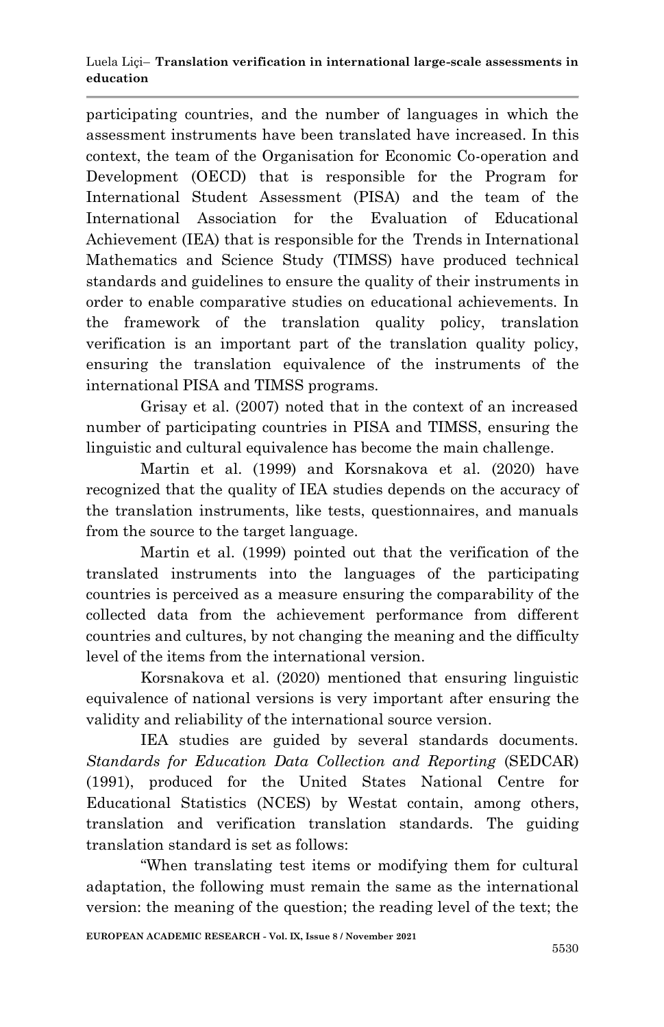participating countries, and the number of languages in which the assessment instruments have been translated have increased. In this context, the team of the Organisation for Economic Co-operation and Development (OECD) that is responsible for the Program for International Student Assessment (PISA) and the team of the International Association for the Evaluation of Educational Achievement (IEA) that is responsible for the Trends in International Mathematics and Science Study (TIMSS) have produced technical standards and guidelines to ensure the quality of their instruments in order to enable comparative studies on educational achievements. In the framework of the translation quality policy, translation verification is an important part of the translation quality policy, ensuring the translation equivalence of the instruments of the international PISA and TIMSS programs.

Grisay et al. (2007) noted that in the context of an increased number of participating countries in PISA and TIMSS, ensuring the linguistic and cultural equivalence has become the main challenge.

Martin et al. (1999) and Korsnakova et al. (2020) have recognized that the quality of IEA studies depends on the accuracy of the translation instruments, like tests, questionnaires, and manuals from the source to the target language.

Martin et al. (1999) pointed out that the verification of the translated instruments into the languages of the participating countries is perceived as a measure ensuring the comparability of the collected data from the achievement performance from different countries and cultures, by not changing the meaning and the difficulty level of the items from the international version.

Korsnakova et al. (2020) mentioned that ensuring linguistic equivalence of national versions is very important after ensuring the validity and reliability of the international source version.

IEA studies are guided by several standards documents. *Standards for Education Data Collection and Reporting* (SEDCAR) (1991), produced for the United States National Centre for Educational Statistics (NCES) by Westat contain, among others, translation and verification translation standards. The guiding translation standard is set as follows:

"When translating test items or modifying them for cultural adaptation, the following must remain the same as the international version: the meaning of the question; the reading level of the text; the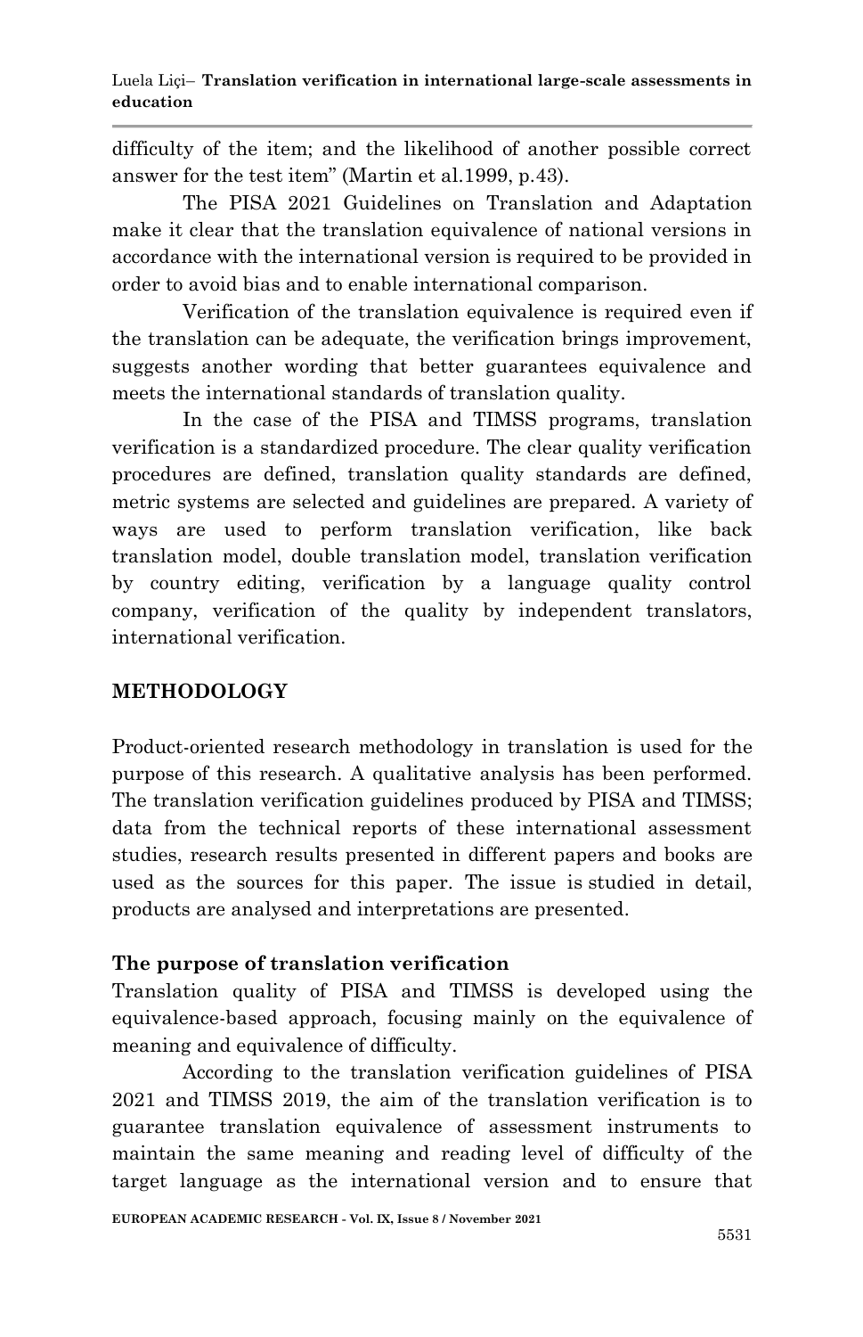difficulty of the item; and the likelihood of another possible correct answer for the test item" (Martin et al.1999, p.43).

The PISA 2021 Guidelines on Translation and Adaptation make it clear that the translation equivalence of national versions in accordance with the international version is required to be provided in order to avoid bias and to enable international comparison.

Verification of the translation equivalence is required even if the translation can be adequate, the verification brings improvement, suggests another wording that better guarantees equivalence and meets the international standards of translation quality.

In the case of the PISA and TIMSS programs, translation verification is a standardized procedure. The clear quality verification procedures are defined, translation quality standards are defined, metric systems are selected and guidelines are prepared. A variety of ways are used to perform translation verification, like back translation model, double translation model, translation verification by country editing, verification by a language quality control company, verification of the quality by independent translators, international verification.

## METHODOLOGY

Product-oriented research methodology in translation is used for the purpose of this research. A qualitative analysis has been performed. The translation verification guidelines produced by PISA and TIMSS; data from the technical reports of these international assessment studies, research results presented in different papers and books are used as the sources for this paper. The issue is studied in detail, products are analysed and interpretations are presented.

### The purpose of translation verification

Translation quality of PISA and TIMSS is developed using the equivalence-based approach, focusing mainly on the equivalence of meaning and equivalence of difficulty.

According to the translation verification guidelines of PISA 2021 and TIMSS 2019, the aim of the translation verification is to guarantee translation equivalence of assessment instruments to maintain the same meaning and reading level of difficulty of the target language as the international version and to ensure that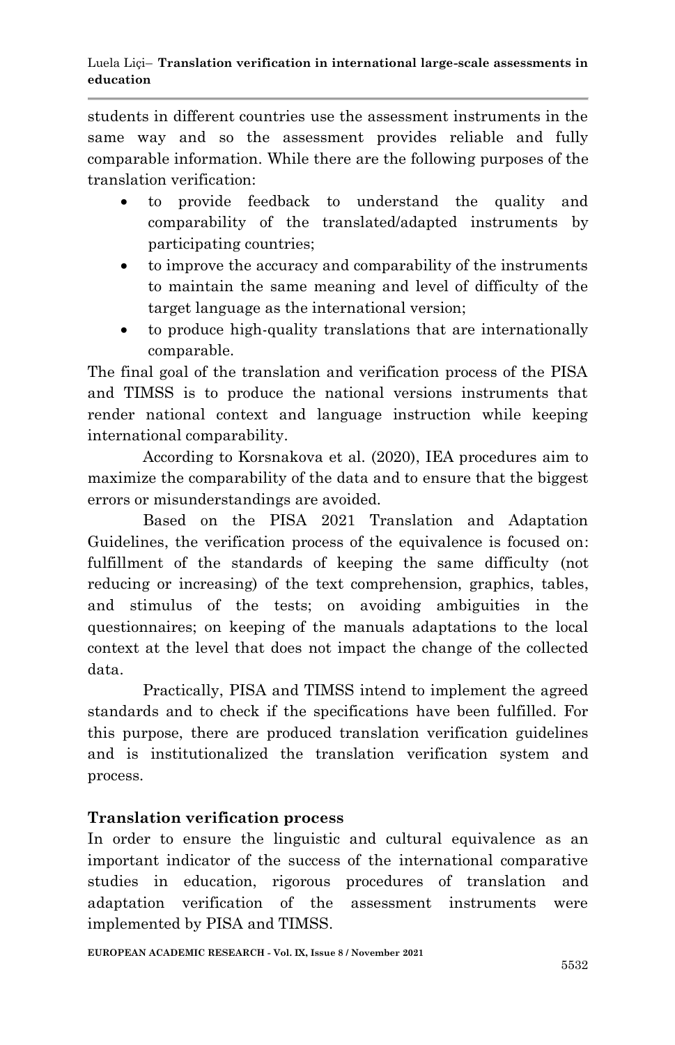students in different countries use the assessment instruments in the same way and so the assessment provides reliable and fully comparable information. While there are the following purposes of the translation verification:

- to provide feedback to understand the quality and comparability of the translated/adapted instruments by participating countries;
- to improve the accuracy and comparability of the instruments to maintain the same meaning and level of difficulty of the target language as the international version;
- to produce high-quality translations that are internationally comparable.

The final goal of the translation and verification process of the PISA and TIMSS is to produce the national versions instruments that render national context and language instruction while keeping international comparability.

According to Korsnakova et al. (2020), IEA procedures aim to maximize the comparability of the data and to ensure that the biggest errors or misunderstandings are avoided.

Based on the PISA 2021 Translation and Adaptation Guidelines, the verification process of the equivalence is focused on: fulfillment of the standards of keeping the same difficulty (not reducing or increasing) of the text comprehension, graphics, tables, and stimulus of the tests; on avoiding ambiguities in the questionnaires; on keeping of the manuals adaptations to the local context at the level that does not impact the change of the collected data.

Practically, PISA and TIMSS intend to implement the agreed standards and to check if the specifications have been fulfilled. For this purpose, there are produced translation verification guidelines and is institutionalized the translation verification system and process.

## Translation verification process

In order to ensure the linguistic and cultural equivalence as an important indicator of the success of the international comparative studies in education, rigorous procedures of translation and adaptation verification of the assessment instruments were implemented by PISA and TIMSS.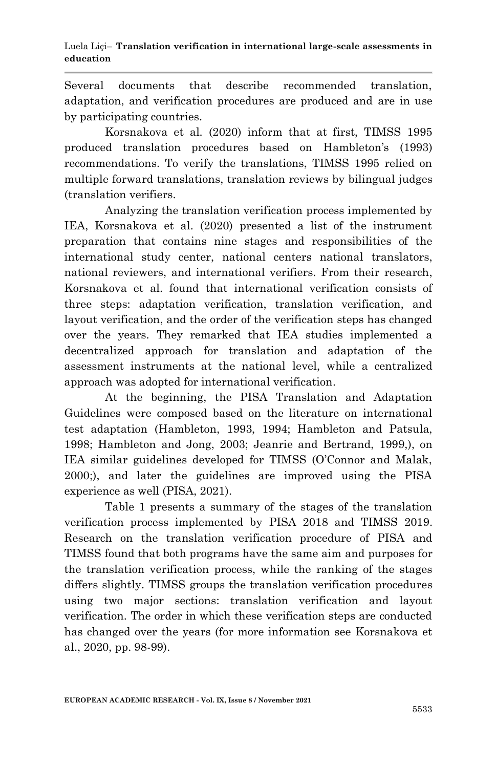Several documents that describe recommended translation, adaptation, and verification procedures are produced and are in use by participating countries.

Korsnakova et al. (2020) inform that at first, TIMSS 1995 produced translation procedures based on Hambleton's (1993) recommendations. To verify the translations, TIMSS 1995 relied on multiple forward translations, translation reviews by bilingual judges (translation verifiers.

Analyzing the translation verification process implemented by IEA, Korsnakova et al. (2020) presented a list of the instrument preparation that contains nine stages and responsibilities of the international study center, national centers national translators, national reviewers, and international verifiers. From their research, Korsnakova et al. found that international verification consists of three steps: adaptation verification, translation verification, and layout verification, and the order of the verification steps has changed over the years. They remarked that IEA studies implemented a decentralized approach for translation and adaptation of the assessment instruments at the national level, while a centralized approach was adopted for international verification.

At the beginning, the PISA Translation and Adaptation Guidelines were composed based on the literature on international test adaptation (Hambleton, 1993, 1994; Hambleton and Patsula, 1998; Hambleton and Jong, 2003; Jeanrie and Bertrand, 1999,), on IEA similar guidelines developed for TIMSS (O'Connor and Malak, 2000;), and later the guidelines are improved using the PISA experience as well (PISA, 2021).

Table 1 presents a summary of the stages of the translation verification process implemented by PISA 2018 and TIMSS 2019. Research on the translation verification procedure of PISA and TIMSS found that both programs have the same aim and purposes for the translation verification process, while the ranking of the stages differs slightly. TIMSS groups the translation verification procedures using two major sections: translation verification and layout verification. The order in which these verification steps are conducted has changed over the years (for more information see Korsnakova et al., 2020, pp. 98-99).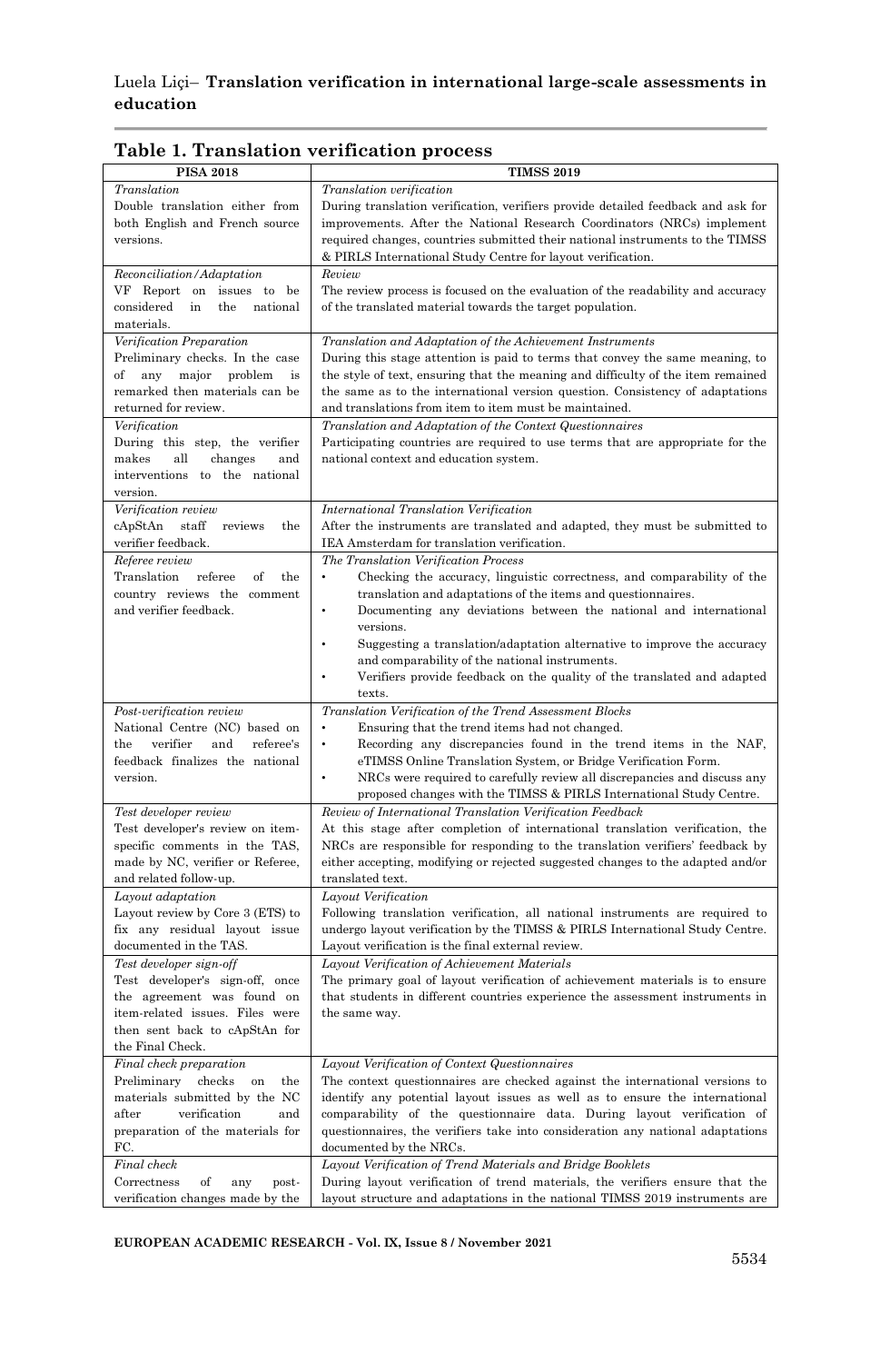## Table 1. Translation verification process

| PISA 2018 | TIMSS 2019 |
|---|---|
| *Translation* Double translation either from both English and French source versions. | *Translation verification* During translation verification, verifiers provide detailed feedback and ask for improvements. After the National Research Coordinators (NRCs) implement required changes, countries submitted their national instruments to the TIMSS & PIRLS International Study Centre for layout verification. |
| *Reconciliation/Adaptation* VF Report on issues to be considered in the national materials. | *Review* The review process is focused on the evaluation of the readability and accuracy of the translated material towards the target population. |
| *Verification Preparation* Preliminary checks. In the case of any major problem is remarked then materials can be returned for review. | *Translation and Adaptation of the Achievement Instruments* During this stage attention is paid to terms that convey the same meaning, to the style of text, ensuring that the meaning and difficulty of the item remained the same as to the international version question. Consistency of adaptations and translations from item to item must be maintained. |
| *Verification* During this step, the verifier makes all changes and interventions to the national version. | *Translation and Adaptation of the Context Questionnaires* Participating countries are required to use terms that are appropriate for the national context and education system. |
| *Verification review* cApStAn staff reviews the verifier feedback. | *International Translation Verification* After the instruments are translated and adapted, they must be submitted to IEA Amsterdam for translation verification. |
| *Referee review* Translation referee of the country reviews the comment and verifier feedback. | *The Translation Verification Process* • Checking the accuracy, linguistic correctness, and comparability of the translation and adaptations of the items and questionnaires. • Documenting any deviations between the national and international versions. • Suggesting a translation/adaptation alternative to improve the accuracy and comparability of the national instruments. • Verifiers provide feedback on the quality of the translated and adapted texts. |
| *Post-verification review* National Centre (NC) based on the verifier and referee's feedback finalizes the national version. | *Translation Verification of the Trend Assessment Blocks* • Ensuring that the trend items had not changed. • Recording any discrepancies found in the trend items in the NAF, eTIMSS Online Translation System, or Bridge Verification Form. • NRCs were required to carefully review all discrepancies and discuss any proposed changes with the TIMSS & PIRLS International Study Centre. |
| *Test developer review* Test developer's review on item-specific comments in the TAS, made by NC, verifier or Referee, and related follow-up. | *Review of International Translation Verification Feedback* At this stage after completion of international translation verification, the NRCs are responsible for responding to the translation verifiers' feedback by either accepting, modifying or rejected suggested changes to the adapted and/or translated text. |
| *Layout adaptation* Layout review by Core 3 (ETS) to fix any residual layout issue documented in the TAS. | *Layout Verification* Following translation verification, all national instruments are required to undergo layout verification by the TIMSS & PIRLS International Study Centre. Layout verification is the final external review. |
| *Test developer sign-off* Test developer's sign-off, once the agreement was found on item-related issues. Files were then sent back to cApStAn for the Final Check. | *Layout Verification of Achievement Materials* The primary goal of layout verification of achievement materials is to ensure that students in different countries experience the assessment instruments in the same way. |
| *Final check preparation* Preliminary checks on the materials submitted by the NC after verification and preparation of the materials for FC. | *Layout Verification of Context Questionnaires* The context questionnaires are checked against the international versions to identify any potential layout issues as well as to ensure the international comparability of the questionnaire data. During layout verification of questionnaires, the verifiers take into consideration any national adaptations documented by the NRCs. |
| *Final check* Correctness of any post-verification changes made by the | *Layout Verification of Trend Materials and Bridge Booklets* During layout verification of trend materials, the verifiers ensure that the layout structure and adaptations in the national TIMSS 2019 instruments are |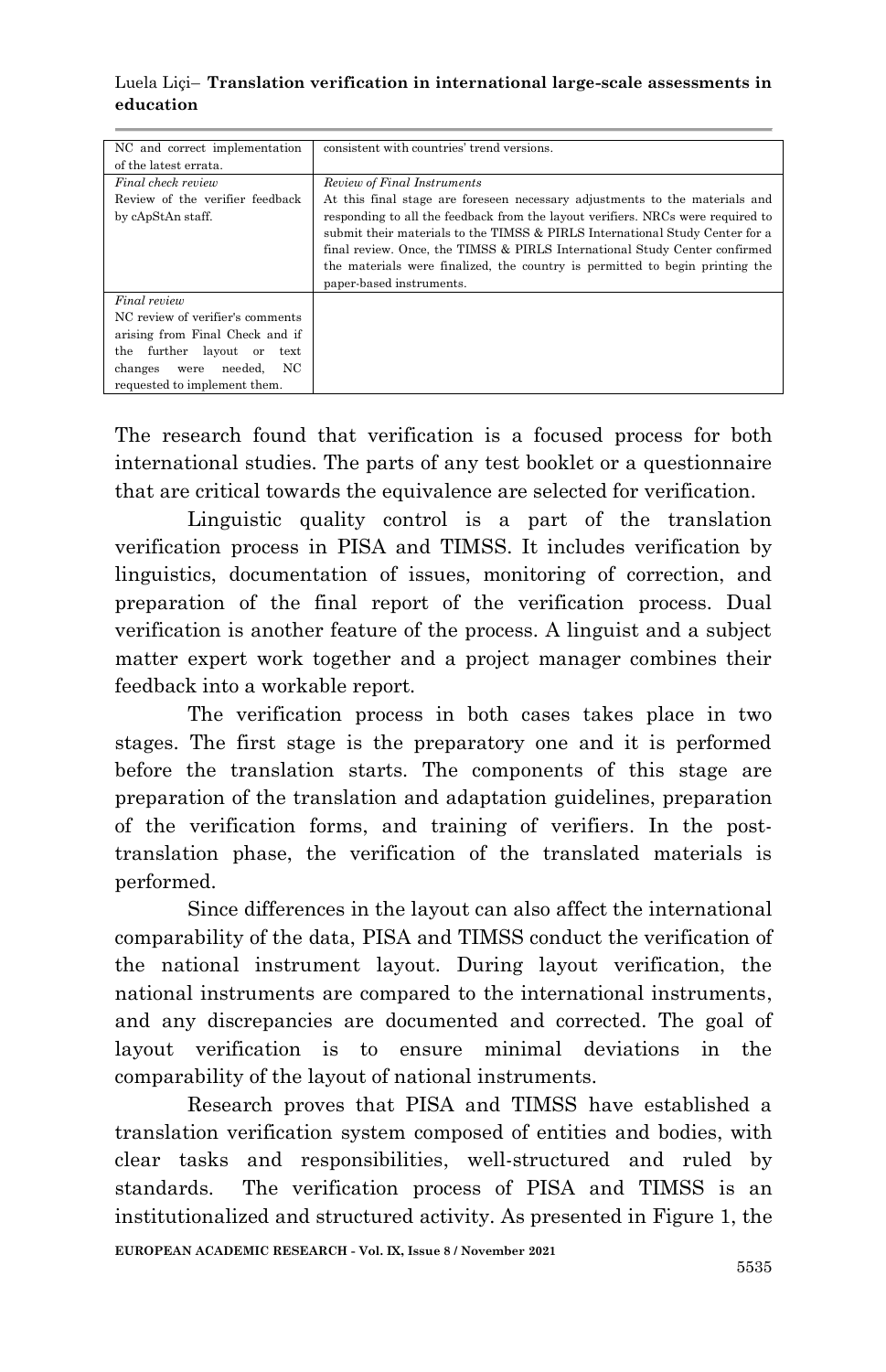| | |
|---|---|
| NC and correct implementation of the latest errata. | consistent with countries' trend versions. |
| *Final check review*<br>Review of the verifier feedback by cApStAn staff. | *Review of Final Instruments*<br>At this final stage are foreseen necessary adjustments to the materials and responding to all the feedback from the layout verifiers. NRCs were required to submit their materials to the TIMSS & PIRLS International Study Center for a final review. Once, the TIMSS & PIRLS International Study Center confirmed the materials were finalized, the country is permitted to begin printing the paper-based instruments. |
| *Final review*<br>NC review of verifier's comments arising from Final Check and if the further layout or text changes were needed, NC requested to implement them. | |

The research found that verification is a focused process for both international studies. The parts of any test booklet or a questionnaire that are critical towards the equivalence are selected for verification.

Linguistic quality control is a part of the translation verification process in PISA and TIMSS. It includes verification by linguistics, documentation of issues, monitoring of correction, and preparation of the final report of the verification process. Dual verification is another feature of the process. A linguist and a subject matter expert work together and a project manager combines their feedback into a workable report.

The verification process in both cases takes place in two stages. The first stage is the preparatory one and it is performed before the translation starts. The components of this stage are preparation of the translation and adaptation guidelines, preparation of the verification forms, and training of verifiers. In the post-translation phase, the verification of the translated materials is performed.

Since differences in the layout can also affect the international comparability of the data, PISA and TIMSS conduct the verification of the national instrument layout. During layout verification, the national instruments are compared to the international instruments, and any discrepancies are documented and corrected. The goal of layout verification is to ensure minimal deviations in the comparability of the layout of national instruments.

Research proves that PISA and TIMSS have established a translation verification system composed of entities and bodies, with clear tasks and responsibilities, well-structured and ruled by standards. The verification process of PISA and TIMSS is an institutionalized and structured activity. As presented in Figure 1, the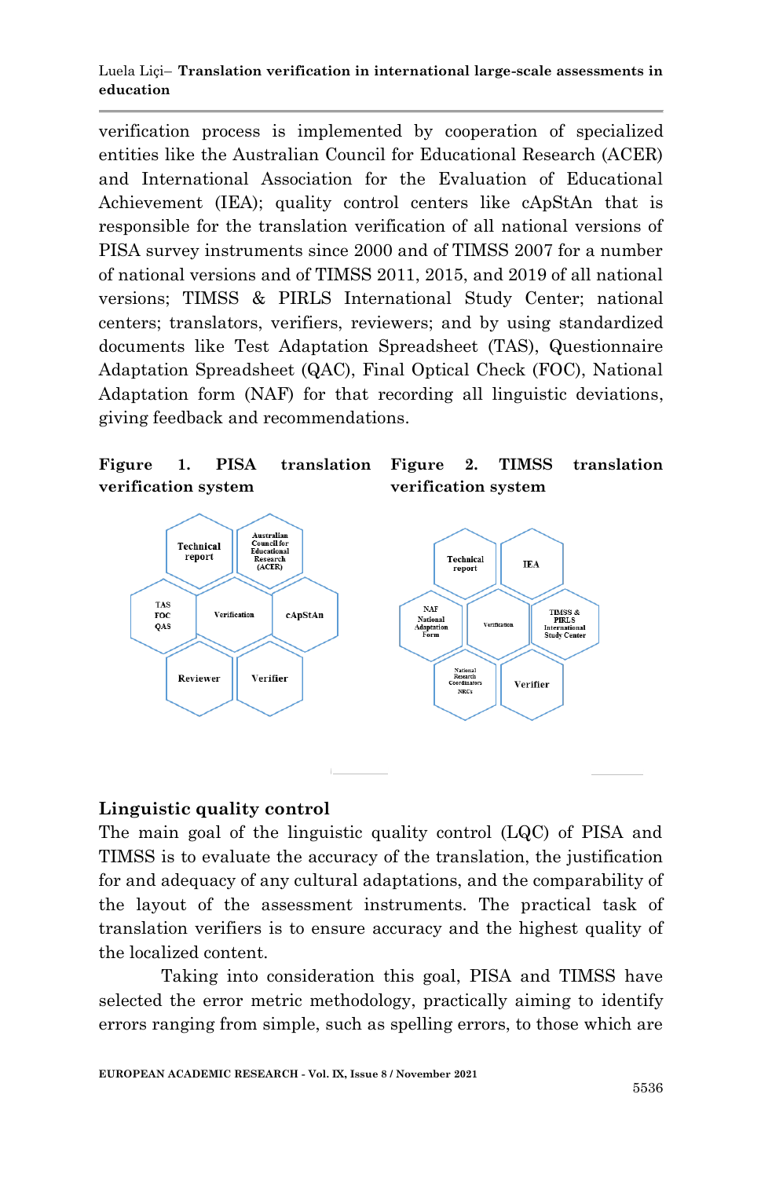verification process is implemented by cooperation of specialized entities like the Australian Council for Educational Research (ACER) and International Association for the Evaluation of Educational Achievement (IEA); quality control centers like cApStAn that is responsible for the translation verification of all national versions of PISA survey instruments since 2000 and of TIMSS 2007 for a number of national versions and of TIMSS 2011, 2015, and 2019 of all national versions; TIMSS & PIRLS International Study Center; national centers; translators, verifiers, reviewers; and by using standardized documents like Test Adaptation Spreadsheet (TAS), Questionnaire Adaptation Spreadsheet (QAC), Final Optical Check (FOC), National Adaptation form (NAF) for that recording all linguistic deviations, giving feedback and recommendations.

**Figure 1. PISA translation verification system**

**Figure 2. TIMSS translation verification system**

## Linguistic quality control

The main goal of the linguistic quality control (LQC) of PISA and TIMSS is to evaluate the accuracy of the translation, the justification for and adequacy of any cultural adaptations, and the comparability of the layout of the assessment instruments. The practical task of translation verifiers is to ensure accuracy and the highest quality of the localized content.

Taking into consideration this goal, PISA and TIMSS have selected the error metric methodology, practically aiming to identify errors ranging from simple, such as spelling errors, to those which are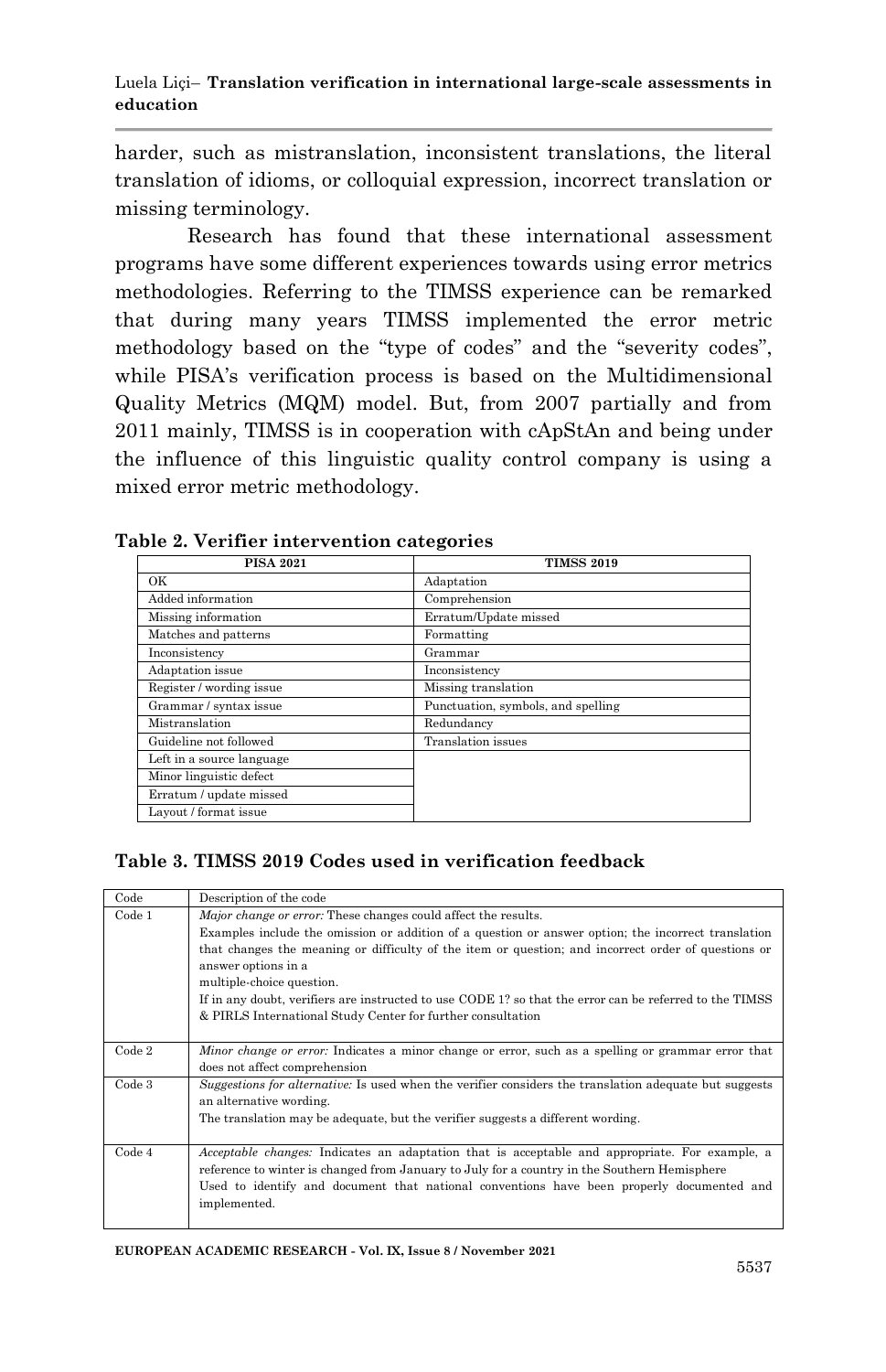harder, such as mistranslation, inconsistent translations, the literal translation of idioms, or colloquial expression, incorrect translation or missing terminology.

Research has found that these international assessment programs have some different experiences towards using error metrics methodologies. Referring to the TIMSS experience can be remarked that during many years TIMSS implemented the error metric methodology based on the "type of codes" and the "severity codes", while PISA's verification process is based on the Multidimensional Quality Metrics (MQM) model. But, from 2007 partially and from 2011 mainly, TIMSS is in cooperation with cApStAn and being under the influence of this linguistic quality control company is using a mixed error metric methodology.

**Table 2. Verifier intervention categories**

| PISA 2021 | TIMSS 2019 |
|---|---|
| OK | Adaptation |
| Added information | Comprehension |
| Missing information | Erratum/Update missed |
| Matches and patterns | Formatting |
| Inconsistency | Grammar |
| Adaptation issue | Inconsistency |
| Register / wording issue | Missing translation |
| Grammar / syntax issue | Punctuation, symbols, and spelling |
| Mistranslation | Redundancy |
| Guideline not followed | Translation issues |
| Left in a source language | |
| Minor linguistic defect | |
| Erratum / update missed | |
| Layout / format issue | |

**Table 3. TIMSS 2019 Codes used in verification feedback**

| Code | Description of the code |
|---|---|
| Code 1 | *Major change or error:* These changes could affect the results. Examples include the omission or addition of a question or answer option; the incorrect translation that changes the meaning or difficulty of the item or question; and incorrect order of questions or answer options in a multiple-choice question. If in any doubt, verifiers are instructed to use CODE 1? so that the error can be referred to the TIMSS & PIRLS International Study Center for further consultation |
| Code 2 | *Minor change or error:* Indicates a minor change or error, such as a spelling or grammar error that does not affect comprehension |
| Code 3 | *Suggestions for alternative:* Is used when the verifier considers the translation adequate but suggests an alternative wording. The translation may be adequate, but the verifier suggests a different wording. |
| Code 4 | *Acceptable changes:* Indicates an adaptation that is acceptable and appropriate. For example, a reference to winter is changed from January to July for a country in the Southern Hemisphere Used to identify and document that national conventions have been properly documented and implemented. |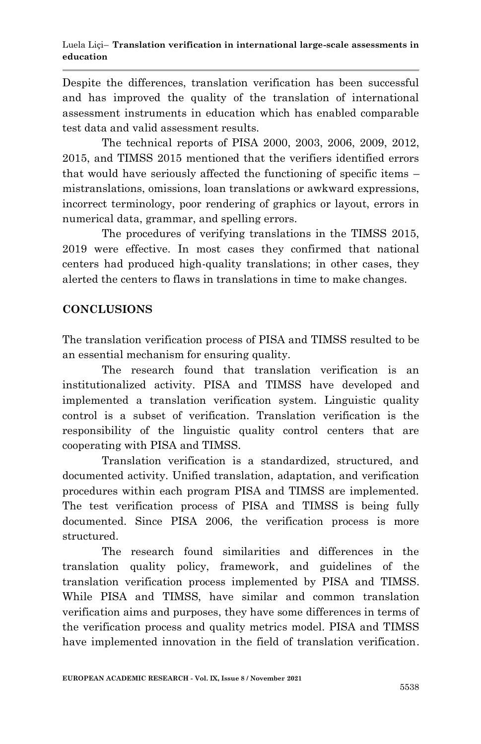Despite the differences, translation verification has been successful and has improved the quality of the translation of international assessment instruments in education which has enabled comparable test data and valid assessment results.

The technical reports of PISA 2000, 2003, 2006, 2009, 2012, 2015, and TIMSS 2015 mentioned that the verifiers identified errors that would have seriously affected the functioning of specific items – mistranslations, omissions, loan translations or awkward expressions, incorrect terminology, poor rendering of graphics or layout, errors in numerical data, grammar, and spelling errors.

The procedures of verifying translations in the TIMSS 2015, 2019 were effective. In most cases they confirmed that national centers had produced high-quality translations; in other cases, they alerted the centers to flaws in translations in time to make changes.

## CONCLUSIONS

The translation verification process of PISA and TIMSS resulted to be an essential mechanism for ensuring quality.

The research found that translation verification is an institutionalized activity. PISA and TIMSS have developed and implemented a translation verification system. Linguistic quality control is a subset of verification. Translation verification is the responsibility of the linguistic quality control centers that are cooperating with PISA and TIMSS.

Translation verification is a standardized, structured, and documented activity. Unified translation, adaptation, and verification procedures within each program PISA and TIMSS are implemented. The test verification process of PISA and TIMSS is being fully documented. Since PISA 2006, the verification process is more structured.

The research found similarities and differences in the translation quality policy, framework, and guidelines of the translation verification process implemented by PISA and TIMSS. While PISA and TIMSS, have similar and common translation verification aims and purposes, they have some differences in terms of the verification process and quality metrics model. PISA and TIMSS have implemented innovation in the field of translation verification.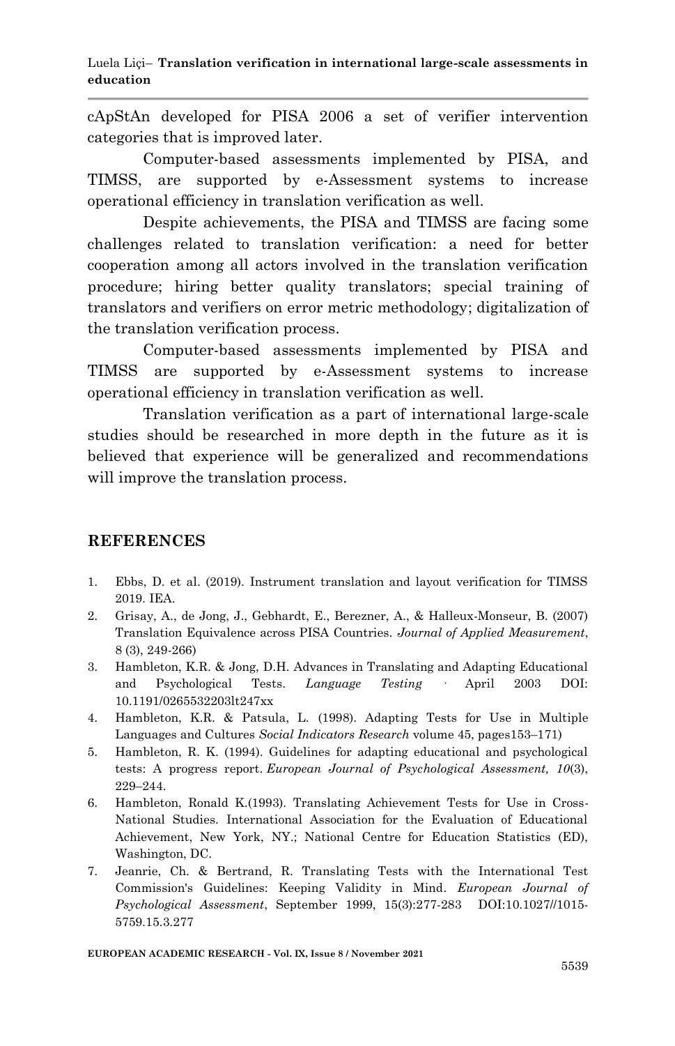cApStAn developed for PISA 2006 a set of verifier intervention categories that is improved later.

Computer-based assessments implemented by PISA, and TIMSS, are supported by e-Assessment systems to increase operational efficiency in translation verification as well.

Despite achievements, the PISA and TIMSS are facing some challenges related to translation verification: a need for better cooperation among all actors involved in the translation verification procedure; hiring better quality translators; special training of translators and verifiers on error metric methodology; digitalization of the translation verification process.

Computer-based assessments implemented by PISA and TIMSS are supported by e-Assessment systems to increase operational efficiency in translation verification as well.

Translation verification as a part of international large-scale studies should be researched in more depth in the future as it is believed that experience will be generalized and recommendations will improve the translation process.

## REFERENCES

1. Ebbs, D. et al. (2019). Instrument translation and layout verification for TIMSS 2019. IEA.
2. Grisay, A., de Jong, J., Gebhardt, E., Berezner, A., & Halleux-Monseur, B. (2007) Translation Equivalence across PISA Countries. *Journal of Applied Measurement*, 8 (3), 249-266)
3. Hambleton, K.R. & Jong, D.H. Advances in Translating and Adapting Educational and Psychological Tests. *Language Testing* · April 2003 DOI: 10.1191/0265532203lt247xx
4. Hambleton, K.R. & Patsula, L. (1998). Adapting Tests for Use in Multiple Languages and Cultures *Social Indicators Research* volume 45, pages153–171)
5. Hambleton, R. K. (1994). Guidelines for adapting educational and psychological tests: A progress report. *European Journal of Psychological Assessment, 10*(3), 229–244.
6. Hambleton, Ronald K.(1993). Translating Achievement Tests for Use in Cross-National Studies. International Association for the Evaluation of Educational Achievement, New York, NY.; National Centre for Education Statistics (ED), Washington, DC.
7. Jeanrie, Ch. & Bertrand, R. Translating Tests with the International Test Commission's Guidelines: Keeping Validity in Mind. *European Journal of Psychological Assessment*, September 1999, 15(3):277-283 DOI:10.1027//1015-5759.15.3.277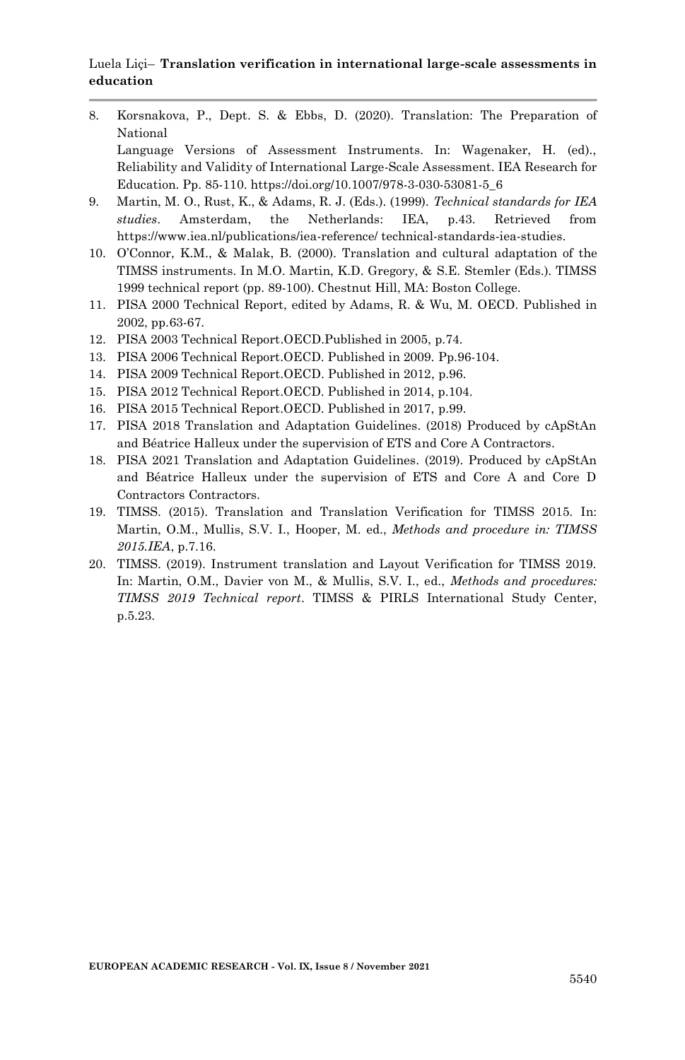8. Korsnakova, P., Dept. S. & Ebbs, D. (2020). Translation: The Preparation of National Language Versions of Assessment Instruments. In: Wagenaker, H. (ed)., Reliability and Validity of International Large-Scale Assessment. IEA Research for Education. Pp. 85-110. https://doi.org/10.1007/978-3-030-53081-5_6
9. Martin, M. O., Rust, K., & Adams, R. J. (Eds.). (1999). *Technical standards for IEA studies*. Amsterdam, the Netherlands: IEA, p.43. Retrieved from https://www.iea.nl/publications/iea-reference/ technical-standards-iea-studies.
10. O'Connor, K.M., & Malak, B. (2000). Translation and cultural adaptation of the TIMSS instruments. In M.O. Martin, K.D. Gregory, & S.E. Stemler (Eds.). TIMSS 1999 technical report (pp. 89-100). Chestnut Hill, MA: Boston College.
11. PISA 2000 Technical Report, edited by Adams, R. & Wu, M. OECD. Published in 2002, pp.63-67.
12. PISA 2003 Technical Report.OECD.Published in 2005, p.74.
13. PISA 2006 Technical Report.OECD. Published in 2009. Pp.96-104.
14. PISA 2009 Technical Report.OECD. Published in 2012, p.96.
15. PISA 2012 Technical Report.OECD. Published in 2014, p.104.
16. PISA 2015 Technical Report.OECD. Published in 2017, p.99.
17. PISA 2018 Translation and Adaptation Guidelines. (2018) Produced by cApStAn and Béatrice Halleux under the supervision of ETS and Core A Contractors.
18. PISA 2021 Translation and Adaptation Guidelines. (2019). Produced by cApStAn and Béatrice Halleux under the supervision of ETS and Core A and Core D Contractors Contractors.
19. TIMSS. (2015). Translation and Translation Verification for TIMSS 2015. In: Martin, O.M., Mullis, S.V. I., Hooper, M. ed., *Methods and procedure in: TIMSS 2015.IEA*, p.7.16.
20. TIMSS. (2019). Instrument translation and Layout Verification for TIMSS 2019. In: Martin, O.M., Davier von M., & Mullis, S.V. I., ed., *Methods and procedures: TIMSS 2019 Technical report*. TIMSS & PIRLS International Study Center, p.5.23.